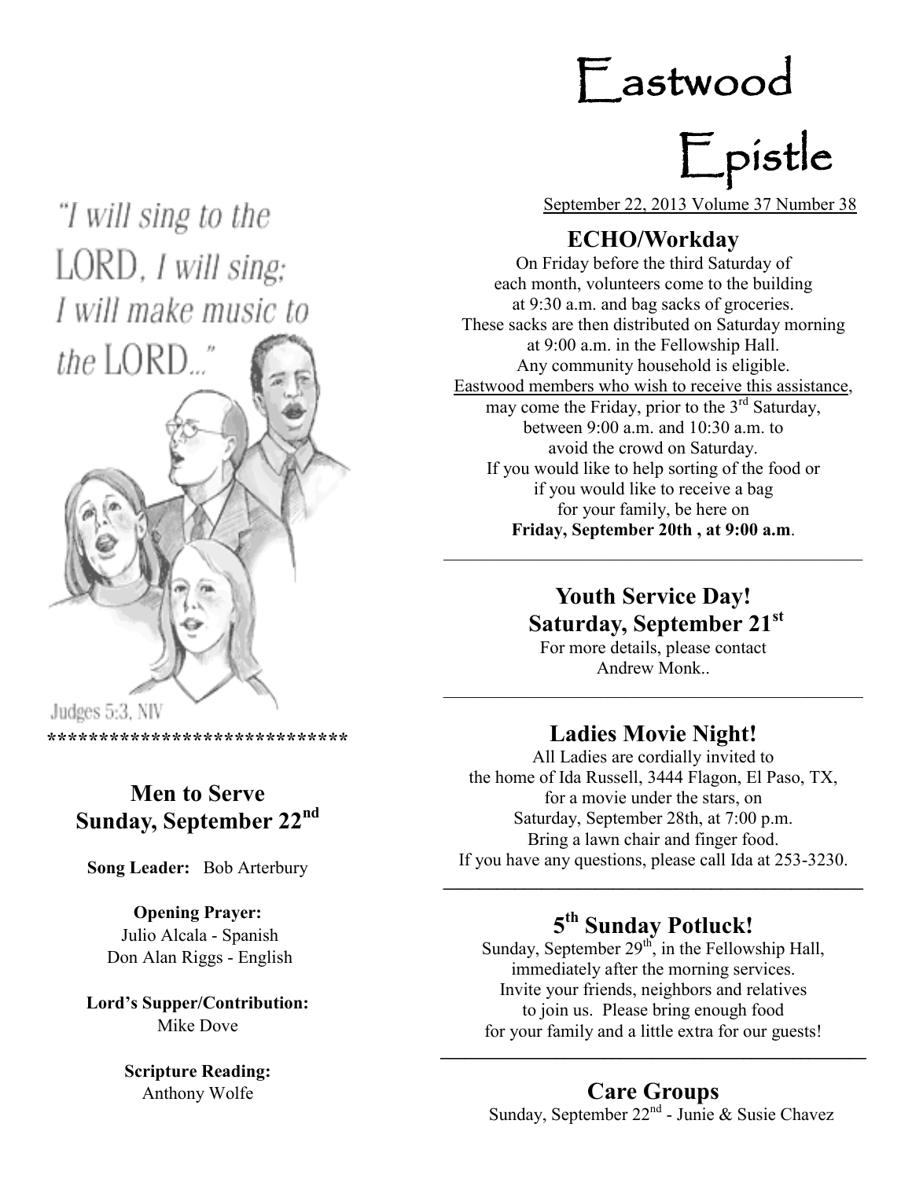# Eastwood Epistle

September 22, 2013 Volume 37 Number 38

"I will sing to the LORD, I will sing; I will make music to the LORD..."

Judges 5:3, NIV

*****************************

## Men to Serve Sunday, September 22nd

**Song Leader:** Bob Arterbury

**Opening Prayer:**
Julio Alcala - Spanish
Don Alan Riggs - English

**Lord's Supper/Contribution:**
Mike Dove

**Scripture Reading:**
Anthony Wolfe

## ECHO/Workday

On Friday before the third Saturday of each month, volunteers come to the building at 9:30 a.m. and bag sacks of groceries. These sacks are then distributed on Saturday morning at 9:00 a.m. in the Fellowship Hall. Any community household is eligible. Eastwood members who wish to receive this assistance, may come the Friday, prior to the 3rd Saturday, between 9:00 a.m. and 10:30 a.m. to avoid the crowd on Saturday. If you would like to help sorting of the food or if you would like to receive a bag for your family, be here on **Friday, September 20th , at 9:00 a.m**.

---

## Youth Service Day! Saturday, September 21st

For more details, please contact Andrew Monk..

---

## Ladies Movie Night!

All Ladies are cordially invited to the home of Ida Russell, 3444 Flagon, El Paso, TX, for a movie under the stars, on Saturday, September 28th, at 7:00 p.m. Bring a lawn chair and finger food. If you have any questions, please call Ida at 253-3230.

---

## 5th Sunday Potluck!

Sunday, September 29th, in the Fellowship Hall, immediately after the morning services. Invite your friends, neighbors and relatives to join us. Please bring enough food for your family and a little extra for our guests!

---

## Care Groups

Sunday, September 22nd - Junie & Susie Chavez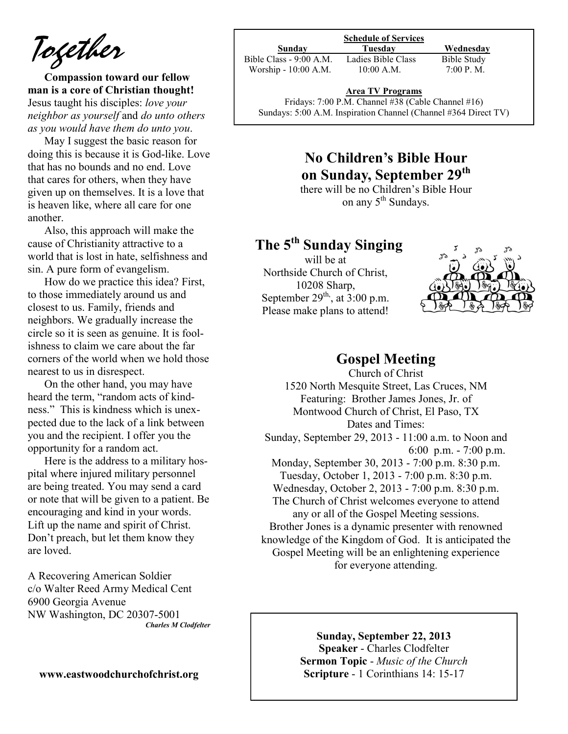# Together

**Compassion toward our fellow man is a core of Christian thought!** Jesus taught his disciples: *love your neighbor as yourself* and *do unto others as you would have them do unto you*.

May I suggest the basic reason for doing this is because it is God-like. Love that has no bounds and no end. Love that cares for others, when they have given up on themselves. It is a love that is heaven like, where all care for one another.

Also, this approach will make the cause of Christianity attractive to a world that is lost in hate, selfishness and sin. A pure form of evangelism.

How do we practice this idea? First, to those immediately around us and closest to us. Family, friends and neighbors. We gradually increase the circle so it is seen as genuine. It is foolishness to claim we care about the far corners of the world when we hold those nearest to us in disrespect.

On the other hand, you may have heard the term, "random acts of kindness." This is kindness which is unexpected due to the lack of a link between you and the recipient. I offer you the opportunity for a random act.

Here is the address to a military hospital where injured military personnel are being treated. You may send a card or note that will be given to a patient. Be encouraging and kind in your words. Lift up the name and spirit of Christ. Don't preach, but let them know they are loved.

A Recovering American Soldier
c/o Walter Reed Army Medical Cent
6900 Georgia Avenue
NW Washington, DC 20307-5001

***Charles M Clodfelter***

**www.eastwoodchurchofchrist.org**

**Schedule of Services**

| Sunday | Tuesday | Wednesday |
|---|---|---|
| Bible Class - 9:00 A.M. | Ladies Bible Class | Bible Study |
| Worship - 10:00 A.M. | 10:00 A.M. | 7:00 P. M. |

**Area TV Programs**

Fridays: 7:00 P.M. Channel #38 (Cable Channel #16)
Sundays: 5:00 A.M. Inspiration Channel (Channel #364 Direct TV)

## No Children's Bible Hour on Sunday, September 29th

there will be no Children's Bible Hour on any 5th Sundays.

## The 5th Sunday Singing

will be at
Northside Church of Christ,
10208 Sharp,
September 29th, at 3:00 p.m.
Please make plans to attend!

## Gospel Meeting

Church of Christ
1520 North Mesquite Street, Las Cruces, NM
Featuring: Brother James Jones, Jr. of
Montwood Church of Christ, El Paso, TX
Dates and Times:
Sunday, September 29, 2013 - 11:00 a.m. to Noon and
6:00 p.m. - 7:00 p.m.
Monday, September 30, 2013 - 7:00 p.m. 8:30 p.m.
Tuesday, October 1, 2013 - 7:00 p.m. 8:30 p.m.
Wednesday, October 2, 2013 - 7:00 p.m. 8:30 p.m.
The Church of Christ welcomes everyone to attend any or all of the Gospel Meeting sessions.
Brother Jones is a dynamic presenter with renowned knowledge of the Kingdom of God. It is anticipated the Gospel Meeting will be an enlightening experience for everyone attending.

**Sunday, September 22, 2013**
**Speaker** - Charles Clodfelter
**Sermon Topic** - *Music of the Church*
**Scripture** - 1 Corinthians 14: 15-17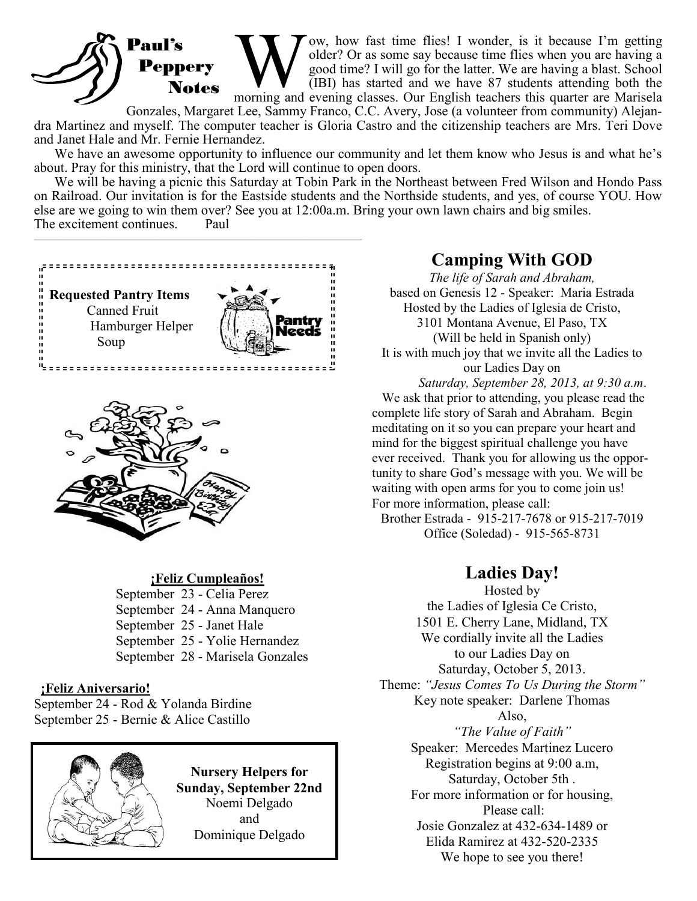## Paul's Peppery Notes

Wow, how fast time flies! I wonder, is it because I'm getting older? Or as some say because time flies when you are having a good time? I will go for the latter. We are having a blast. School (IBI) has started and we have 87 students attending both the morning and evening classes. Our English teachers this quarter are Marisela Gonzales, Margaret Lee, Sammy Franco, C.C. Avery, Jose (a volunteer from community) Alejandra Martinez and myself. The computer teacher is Gloria Castro and the citizenship teachers are Mrs. Teri Dove and Janet Hale and Mr. Fernie Hernandez.

We have an awesome opportunity to influence our community and let them know who Jesus is and what he's about. Pray for this ministry, that the Lord will continue to open doors.

We will be having a picnic this Saturday at Tobin Park in the Northeast between Fred Wilson and Hondo Pass on Railroad. Our invitation is for the Eastside students and the Northside students, and yes, of course YOU. How else are we going to win them over? See you at 12:00a.m. Bring your own lawn chairs and big smiles.

The excitement continues. Paul

**Requested Pantry Items**
- Canned Fruit
- Hamburger Helper
- Soup

**¡Feliz Cumpleaños!**

September 23 - Celia Perez
September 24 - Anna Manquero
September 25 - Janet Hale
September 25 - Yolie Hernandez
September 28 - Marisela Gonzales

**¡Feliz Aniversario!**

September 24 - Rod & Yolanda Birdine
September 25 - Bernie & Alice Castillo

**Nursery Helpers for Sunday, September 22nd**
Noemi Delgado
and
Dominique Delgado

## Camping With GOD

*The life of Sarah and Abraham,*
based on Genesis 12 - Speaker: Maria Estrada
Hosted by the Ladies of Iglesia de Cristo,
3101 Montana Avenue, El Paso, TX
(Will be held in Spanish only)
It is with much joy that we invite all the Ladies to our Ladies Day on
*Saturday, September 28, 2013, at 9:30 a.m*.

We ask that prior to attending, you please read the complete life story of Sarah and Abraham. Begin meditating on it so you can prepare your heart and mind for the biggest spiritual challenge you have ever received. Thank you for allowing us the opportunity to share God's message with you. We will be waiting with open arms for you to come join us!

For more information, please call:
Brother Estrada - 915-217-7678 or 915-217-7019
Office (Soledad) - 915-565-8731

## Ladies Day!

Hosted by
the Ladies of Iglesia Ce Cristo,
1501 E. Cherry Lane, Midland, TX
We cordially invite all the Ladies
to our Ladies Day on
Saturday, October 5, 2013.
Theme: *"Jesus Comes To Us During the Storm"*
Key note speaker: Darlene Thomas
Also,
*"The Value of Faith"*
Speaker: Mercedes Martinez Lucero
Registration begins at 9:00 a.m,
Saturday, October 5th .
For more information or for housing,
Please call:
Josie Gonzalez at 432-634-1489 or
Elida Ramirez at 432-520-2335
We hope to see you there!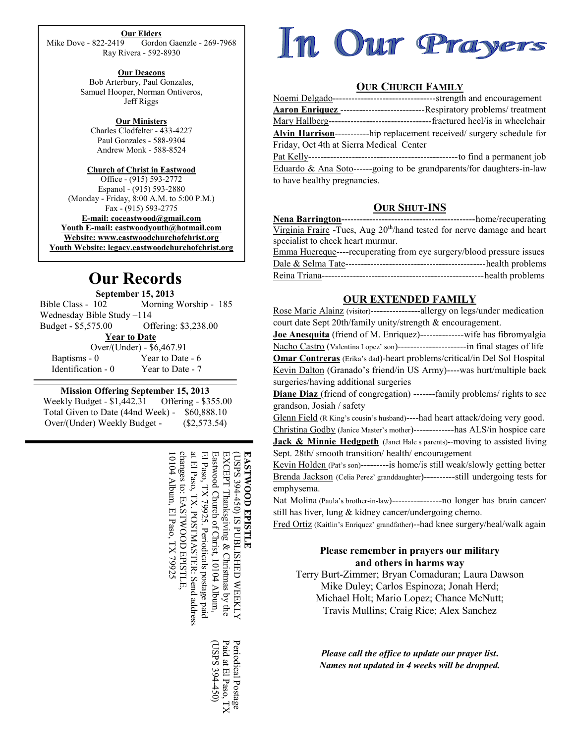**Our Elders**

Mike Dove - 822-2419 Gordon Gaenzle - 269-7968
Ray Rivera - 592-8930

**Our Deacons**

Bob Arterbury, Paul Gonzales,
Samuel Hooper, Norman Ontiveros,
Jeff Riggs

**Our Ministers**

Charles Clodfelter - 433-4227
Paul Gonzales - 588-9304
Andrew Monk - 588-8524

**Church of Christ in Eastwood**

Office - (915) 593-2772
Espanol - (915) 593-2880
(Monday - Friday, 8:00 A.M. to 5:00 P.M.)
Fax - (915) 593-2775
**E-mail: coceastwood@gmail.com**
**Youth E-mail: eastwoodyouth@hotmail.com**
**Website: www.eastwoodchurchofchrist.org**
**Youth Website: legacy.eastwoodchurchofchrist.org**

# Our Records

**September 15, 2013**

Bible Class - 102 Morning Worship - 185
Wednesday Bible Study –114
Budget - $5,575.00 Offering: $3,238.00

**Year to Date**

Over/(Under) - $6,467.91
Baptisms - 0 Year to Date - 6
Identification - 0 Year to Date - 7

**Mission Offering September 15, 2013**

Weekly Budget - $1,442.31 Offering - $355.00
Total Given to Date (44nd Week) - $60,888.10
Over/(Under) Weekly Budget - ($2,573.54)

**EASTWOOD EPISTLE** (USPS 394-450) IS PUBLISHED WEEKLY EXCEPT Thanksgiving & Christmas by the Eastwood Church of Christ, 10104 Album, El Paso, TX 79925. Periodicals postage paid at El Paso, TX. POSTMASTER: Send address changes to: EASTWOOD EPISTLE, 10104 Album, El Paso, TX 79925

Periodical Postage Paid at El Paso, TX (USPS 394-450)

# In Our Prayers

## Our Church Family

Noemi Delgado---------------------------------strength and encouragement
**Aaron Enriquez** ---------------------------Respiratory problems/ treatment
Mary Hallberg--------------------------------fractured heel/is in wheelchair
**Alvin Harrison**-----------hip replacement received/ surgery schedule for Friday, Oct 4th at Sierra Medical Center
Pat Kelly------------------------------------------------to find a permanent job
Eduardo & Ana Soto------going to be grandparents/for daughters-in-law to have healthy pregnancies.

## Our Shut-INS

**Nena Barrington**------------------------------------------home/recuperating
Virginia Fraire -Tues, Aug 20th/hand tested for nerve damage and heart specialist to check heart murmur.
Emma Huereque----recuperating from eye surgery/blood pressure issues
Dale & Selma Tate--------------------------------------------health problems
Reina Triana----------------------------------------------------health problems

## Our Extended Family

Rose Marie Alainz (visitor)----------------allergy on legs/under medication court date Sept 20th/family unity/strength & encouragement.
**Joe Anesquita** (friend of M. Enriquez)--------------wife has fibromyalgia
Nacho Castro (Valentina Lopez' son)----------------------in final stages of life
**Omar Contreras** (Erika's dad)-heart problems/critical/in Del Sol Hospital
Kevin Dalton (Granado's friend/in US Army)----was hurt/multiple back surgeries/having additional surgeries
**Diane Diaz** (friend of congregation) -------family problems/ rights to see grandson, Josiah / safety
Glenn Field (R King's cousin's husband)----had heart attack/doing very good.
Christina Godby (Janice Master's mother)-------------has ALS/in hospice care
**Jack & Minnie Hedgpeth** (Janet Hale s parents)--moving to assisted living Sept. 28th/ smooth transition/ health/ encouragement
Kevin Holden (Pat's son)---------is home/is still weak/slowly getting better
Brenda Jackson (Celia Perez' granddaughter)----------still undergoing tests for emphysema.
Nat Molina (Paula's brother-in-law)----------------no longer has brain cancer/ still has liver, lung & kidney cancer/undergoing chemo.
Fred Ortiz (Kaitlin's Enriquez' grandfather)--had knee surgery/heal/walk again

**Please remember in prayers our military and others in harms way**

Terry Burt-Zimmer; Bryan Comaduran; Laura Dawson
Mike Duley; Carlos Espinoza; Jonah Herd;
Michael Holt; Mario Lopez; Chance McNutt;
Travis Mullins; Craig Rice; Alex Sanchez

***Please call the office to update our prayer list. Names not updated in 4 weeks will be dropped.***